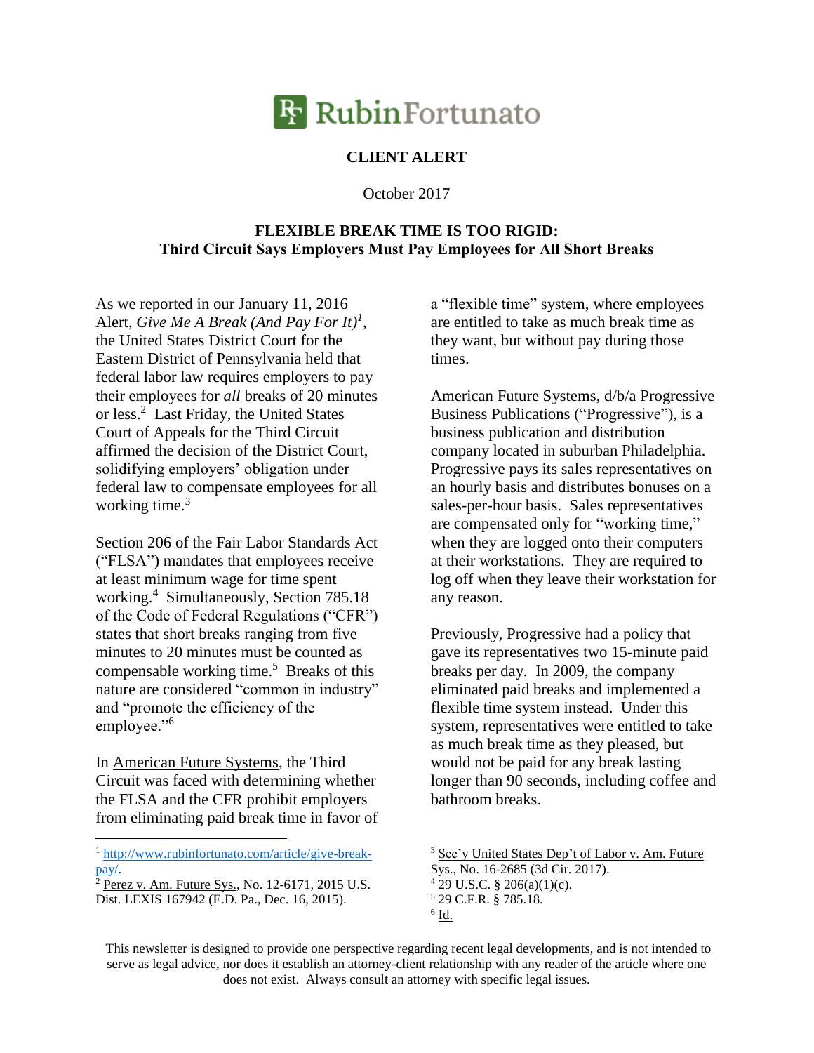# RubinFortunato

## CLIENT ALERT

October 2017

### FLEXIBLE BREAK TIME IS TOO RIGID: Third Circuit Says Employers Must Pay Employees for All Short Breaks

As we reported in our January 11, 2016 Alert, *Give Me A Break (And Pay For It)*[1], the United States District Court for the Eastern District of Pennsylvania held that federal labor law requires employers to pay their employees for *all* breaks of 20 minutes or less.[2] Last Friday, the United States Court of Appeals for the Third Circuit affirmed the decision of the District Court, solidifying employers' obligation under federal law to compensate employees for all working time.[3]

Section 206 of the Fair Labor Standards Act ("FLSA") mandates that employees receive at least minimum wage for time spent working.[4] Simultaneously, Section 785.18 of the Code of Federal Regulations ("CFR") states that short breaks ranging from five minutes to 20 minutes must be counted as compensable working time.[5] Breaks of this nature are considered "common in industry" and "promote the efficiency of the employee."[6]

In American Future Systems, the Third Circuit was faced with determining whether the FLSA and the CFR prohibit employers from eliminating paid break time in favor of a "flexible time" system, where employees are entitled to take as much break time as they want, but without pay during those times.

American Future Systems, d/b/a Progressive Business Publications ("Progressive"), is a business publication and distribution company located in suburban Philadelphia. Progressive pays its sales representatives on an hourly basis and distributes bonuses on a sales-per-hour basis. Sales representatives are compensated only for "working time," when they are logged onto their computers at their workstations. They are required to log off when they leave their workstation for any reason.

Previously, Progressive had a policy that gave its representatives two 15-minute paid breaks per day. In 2009, the company eliminated paid breaks and implemented a flexible time system instead. Under this system, representatives were entitled to take as much break time as they pleased, but would not be paid for any break lasting longer than 90 seconds, including coffee and bathroom breaks.

---

[1] http://www.rubinfortunato.com/article/give-break-pay/.

[2] Perez v. Am. Future Sys., No. 12-6171, 2015 U.S. Dist. LEXIS 167942 (E.D. Pa., Dec. 16, 2015).

[3] Sec'y United States Dep't of Labor v. Am. Future Sys., No. 16-2685 (3d Cir. 2017).

[4] 29 U.S.C. § 206(a)(1)(c).

[5] 29 C.F.R. § 785.18.

[6] Id.

This newsletter is designed to provide one perspective regarding recent legal developments, and is not intended to serve as legal advice, nor does it establish an attorney-client relationship with any reader of the article where one does not exist. Always consult an attorney with specific legal issues.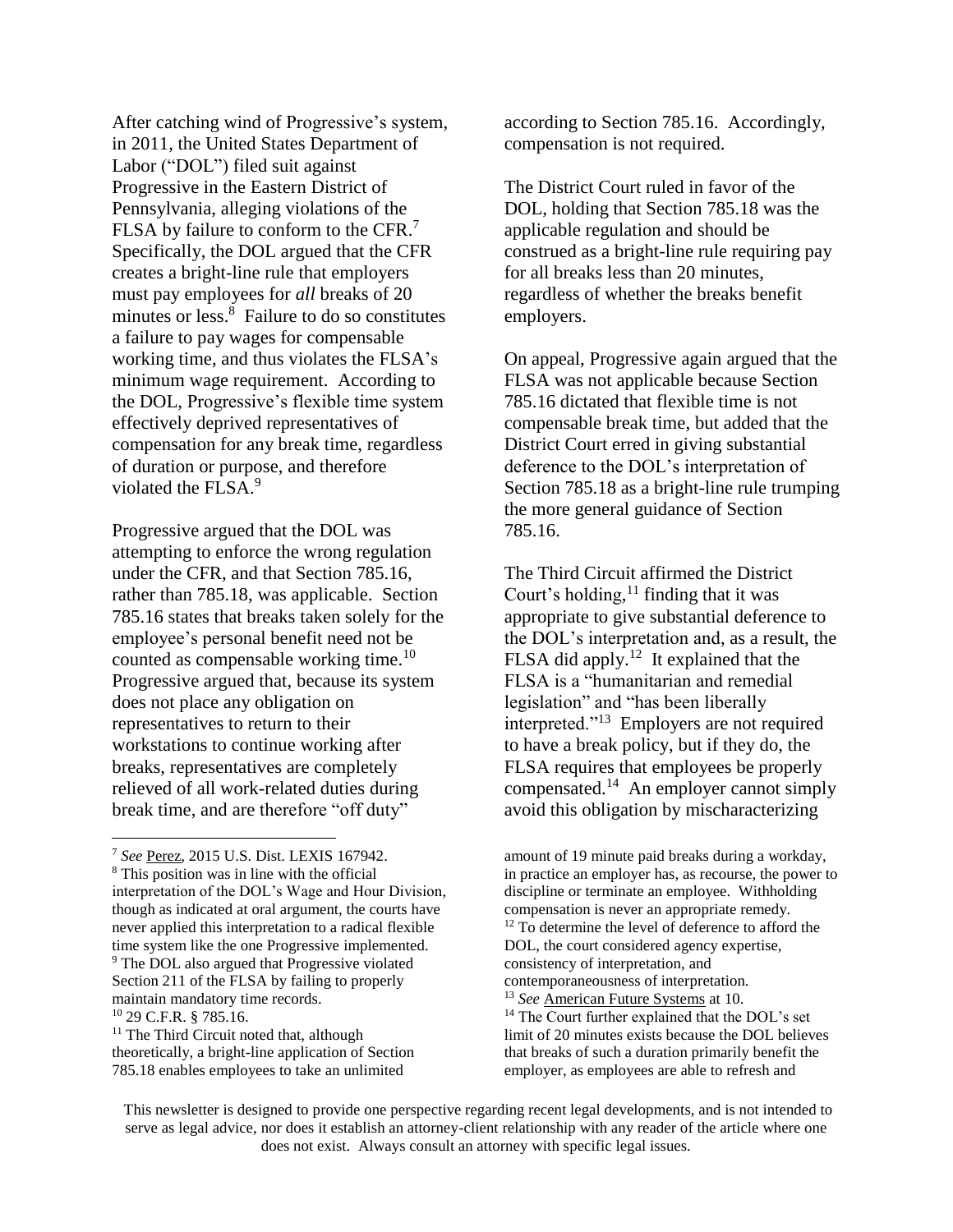After catching wind of Progressive's system, in 2011, the United States Department of Labor ("DOL") filed suit against Progressive in the Eastern District of Pennsylvania, alleging violations of the FLSA by failure to conform to the CFR.[7] Specifically, the DOL argued that the CFR creates a bright-line rule that employers must pay employees for *all* breaks of 20 minutes or less.[8] Failure to do so constitutes a failure to pay wages for compensable working time, and thus violates the FLSA's minimum wage requirement. According to the DOL, Progressive's flexible time system effectively deprived representatives of compensation for any break time, regardless of duration or purpose, and therefore violated the FLSA.[9]

Progressive argued that the DOL was attempting to enforce the wrong regulation under the CFR, and that Section 785.16, rather than 785.18, was applicable. Section 785.16 states that breaks taken solely for the employee's personal benefit need not be counted as compensable working time.[10] Progressive argued that, because its system does not place any obligation on representatives to return to their workstations to continue working after breaks, representatives are completely relieved of all work-related duties during break time, and are therefore "off duty" according to Section 785.16. Accordingly, compensation is not required.

The District Court ruled in favor of the DOL, holding that Section 785.18 was the applicable regulation and should be construed as a bright-line rule requiring pay for all breaks less than 20 minutes, regardless of whether the breaks benefit employers.

On appeal, Progressive again argued that the FLSA was not applicable because Section 785.16 dictated that flexible time is not compensable break time, but added that the District Court erred in giving substantial deference to the DOL's interpretation of Section 785.18 as a bright-line rule trumping the more general guidance of Section 785.16.

The Third Circuit affirmed the District Court's holding,[11] finding that it was appropriate to give substantial deference to the DOL's interpretation and, as a result, the FLSA did apply.[12] It explained that the FLSA is a "humanitarian and remedial legislation" and "has been liberally interpreted."[13] Employers are not required to have a break policy, but if they do, the FLSA requires that employees be properly compensated.[14] An employer cannot simply avoid this obligation by mischaracterizing

---

[7] *See* Perez, 2015 U.S. Dist. LEXIS 167942.

[8] This position was in line with the official interpretation of the DOL's Wage and Hour Division, though as indicated at oral argument, the courts have never applied this interpretation to a radical flexible time system like the one Progressive implemented.

[9] The DOL also argued that Progressive violated Section 211 of the FLSA by failing to properly maintain mandatory time records.

[10] 29 C.F.R. § 785.16.

[11] The Third Circuit noted that, although theoretically, a bright-line application of Section 785.18 enables employees to take an unlimited amount of 19 minute paid breaks during a workday, in practice an employer has, as recourse, the power to discipline or terminate an employee. Withholding compensation is never an appropriate remedy.

[12] To determine the level of deference to afford the DOL, the court considered agency expertise, consistency of interpretation, and contemporaneousness of interpretation.

[13] *See* American Future Systems at 10.

[14] The Court further explained that the DOL's set limit of 20 minutes exists because the DOL believes that breaks of such a duration primarily benefit the employer, as employees are able to refresh and

This newsletter is designed to provide one perspective regarding recent legal developments, and is not intended to serve as legal advice, nor does it establish an attorney-client relationship with any reader of the article where one does not exist. Always consult an attorney with specific legal issues.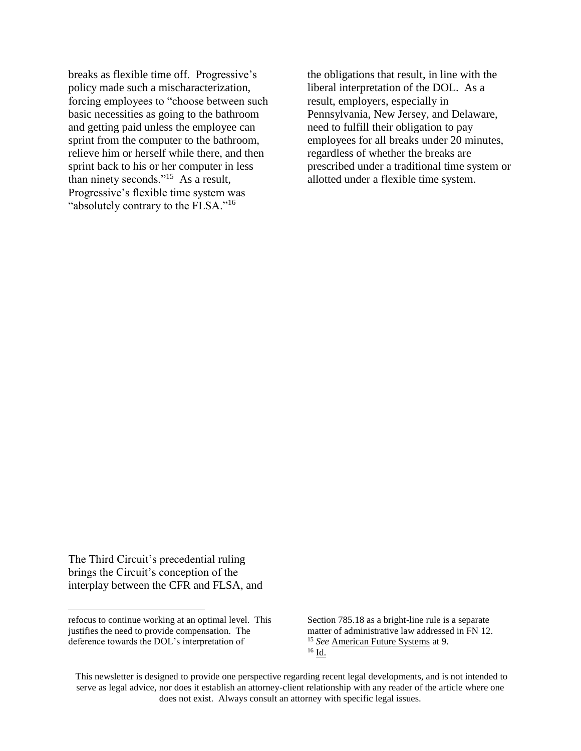breaks as flexible time off. Progressive's policy made such a mischaracterization, forcing employees to "choose between such basic necessities as going to the bathroom and getting paid unless the employee can sprint from the computer to the bathroom, relieve him or herself while there, and then sprint back to his or her computer in less than ninety seconds."[15] As a result, Progressive's flexible time system was "absolutely contrary to the FLSA."[16]

The Third Circuit's precedential ruling brings the Circuit's conception of the interplay between the CFR and FLSA, and the obligations that result, in line with the liberal interpretation of the DOL. As a result, employers, especially in Pennsylvania, New Jersey, and Delaware, need to fulfill their obligation to pay employees for all breaks under 20 minutes, regardless of whether the breaks are prescribed under a traditional time system or allotted under a flexible time system.

---

refocus to continue working at an optimal level. This justifies the need to provide compensation. The deference towards the DOL's interpretation of Section 785.18 as a bright-line rule is a separate matter of administrative law addressed in FN 12.

[15] *See* American Future Systems at 9.

[16] Id.

This newsletter is designed to provide one perspective regarding recent legal developments, and is not intended to serve as legal advice, nor does it establish an attorney-client relationship with any reader of the article where one does not exist. Always consult an attorney with specific legal issues.